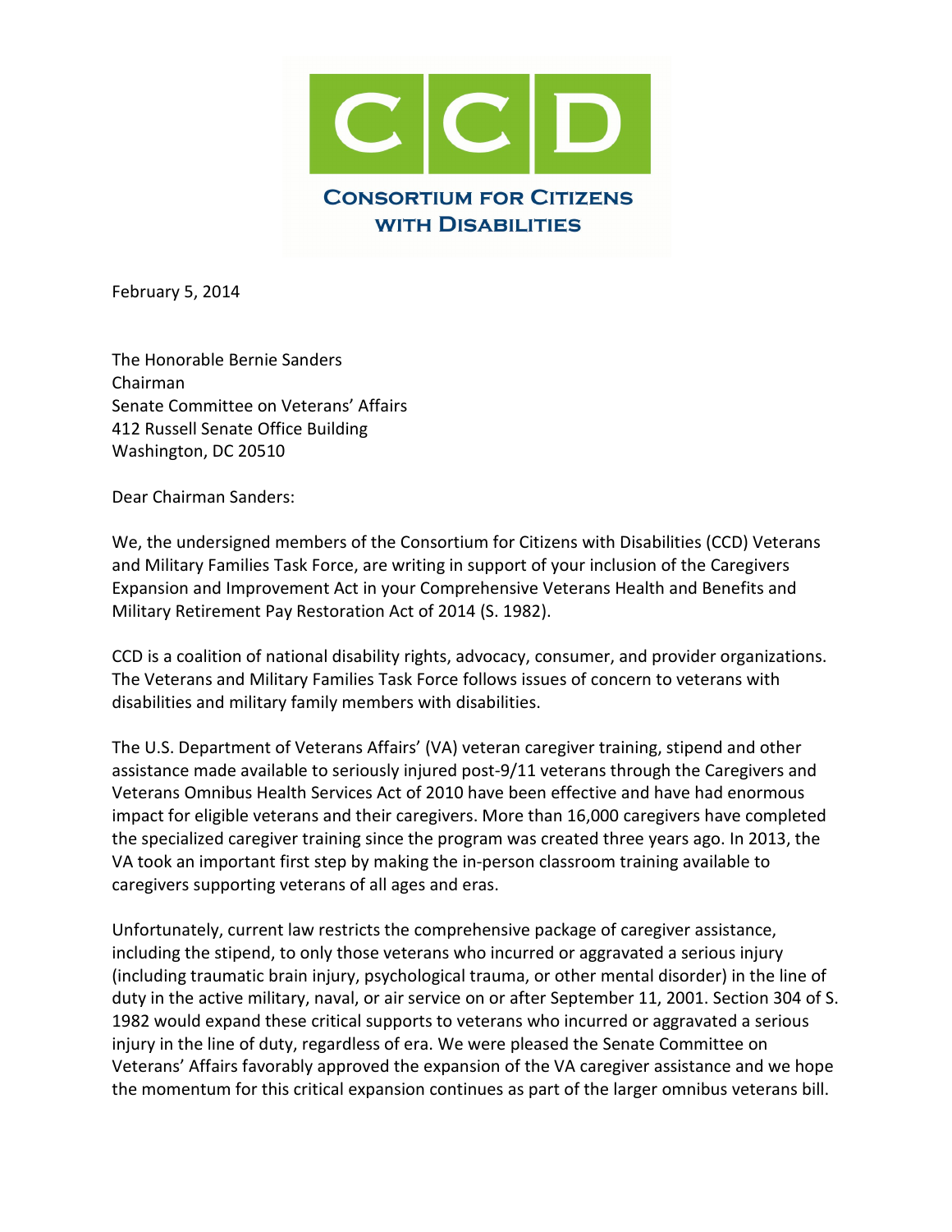**CCD**

**Consortium for Citizens with Disabilities**

February 5, 2014

The Honorable Bernie Sanders
Chairman
Senate Committee on Veterans' Affairs
412 Russell Senate Office Building
Washington, DC 20510

Dear Chairman Sanders:

We, the undersigned members of the Consortium for Citizens with Disabilities (CCD) Veterans and Military Families Task Force, are writing in support of your inclusion of the Caregivers Expansion and Improvement Act in your Comprehensive Veterans Health and Benefits and Military Retirement Pay Restoration Act of 2014 (S. 1982).

CCD is a coalition of national disability rights, advocacy, consumer, and provider organizations. The Veterans and Military Families Task Force follows issues of concern to veterans with disabilities and military family members with disabilities.

The U.S. Department of Veterans Affairs' (VA) veteran caregiver training, stipend and other assistance made available to seriously injured post-9/11 veterans through the Caregivers and Veterans Omnibus Health Services Act of 2010 have been effective and have had enormous impact for eligible veterans and their caregivers. More than 16,000 caregivers have completed the specialized caregiver training since the program was created three years ago. In 2013, the VA took an important first step by making the in-person classroom training available to caregivers supporting veterans of all ages and eras.

Unfortunately, current law restricts the comprehensive package of caregiver assistance, including the stipend, to only those veterans who incurred or aggravated a serious injury (including traumatic brain injury, psychological trauma, or other mental disorder) in the line of duty in the active military, naval, or air service on or after September 11, 2001. Section 304 of S. 1982 would expand these critical supports to veterans who incurred or aggravated a serious injury in the line of duty, regardless of era. We were pleased the Senate Committee on Veterans' Affairs favorably approved the expansion of the VA caregiver assistance and we hope the momentum for this critical expansion continues as part of the larger omnibus veterans bill.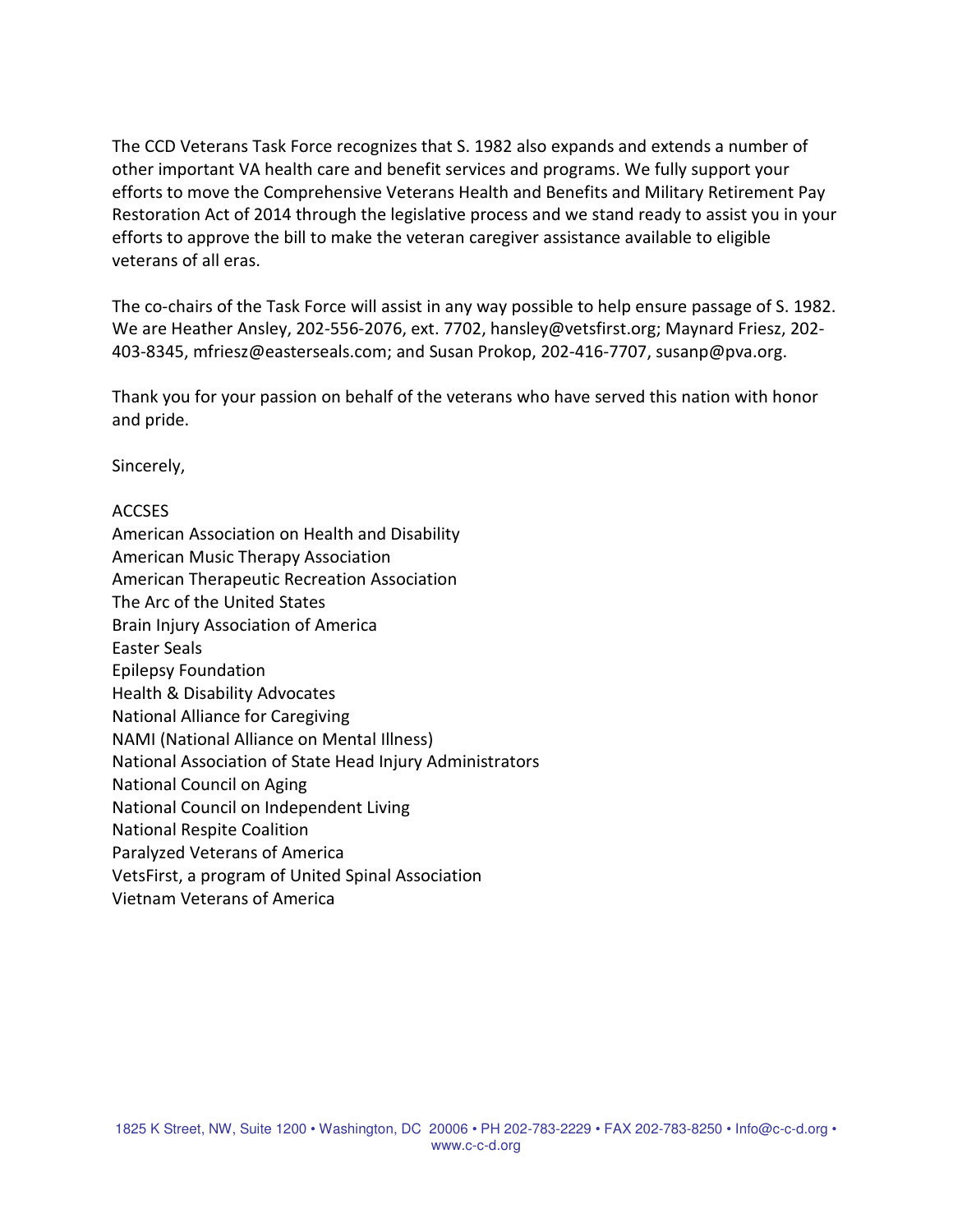The CCD Veterans Task Force recognizes that S. 1982 also expands and extends a number of other important VA health care and benefit services and programs. We fully support your efforts to move the Comprehensive Veterans Health and Benefits and Military Retirement Pay Restoration Act of 2014 through the legislative process and we stand ready to assist you in your efforts to approve the bill to make the veteran caregiver assistance available to eligible veterans of all eras.

The co-chairs of the Task Force will assist in any way possible to help ensure passage of S. 1982. We are Heather Ansley, 202-556-2076, ext. 7702, hansley@vetsfirst.org; Maynard Friesz, 202-403-8345, mfriesz@easterseals.com; and Susan Prokop, 202-416-7707, susanp@pva.org.

Thank you for your passion on behalf of the veterans who have served this nation with honor and pride.

Sincerely,

ACCSES  
American Association on Health and Disability  
American Music Therapy Association  
American Therapeutic Recreation Association  
The Arc of the United States  
Brain Injury Association of America  
Easter Seals  
Epilepsy Foundation  
Health & Disability Advocates  
National Alliance for Caregiving  
NAMI (National Alliance on Mental Illness)  
National Association of State Head Injury Administrators  
National Council on Aging  
National Council on Independent Living  
National Respite Coalition  
Paralyzed Veterans of America  
VetsFirst, a program of United Spinal Association  
Vietnam Veterans of America